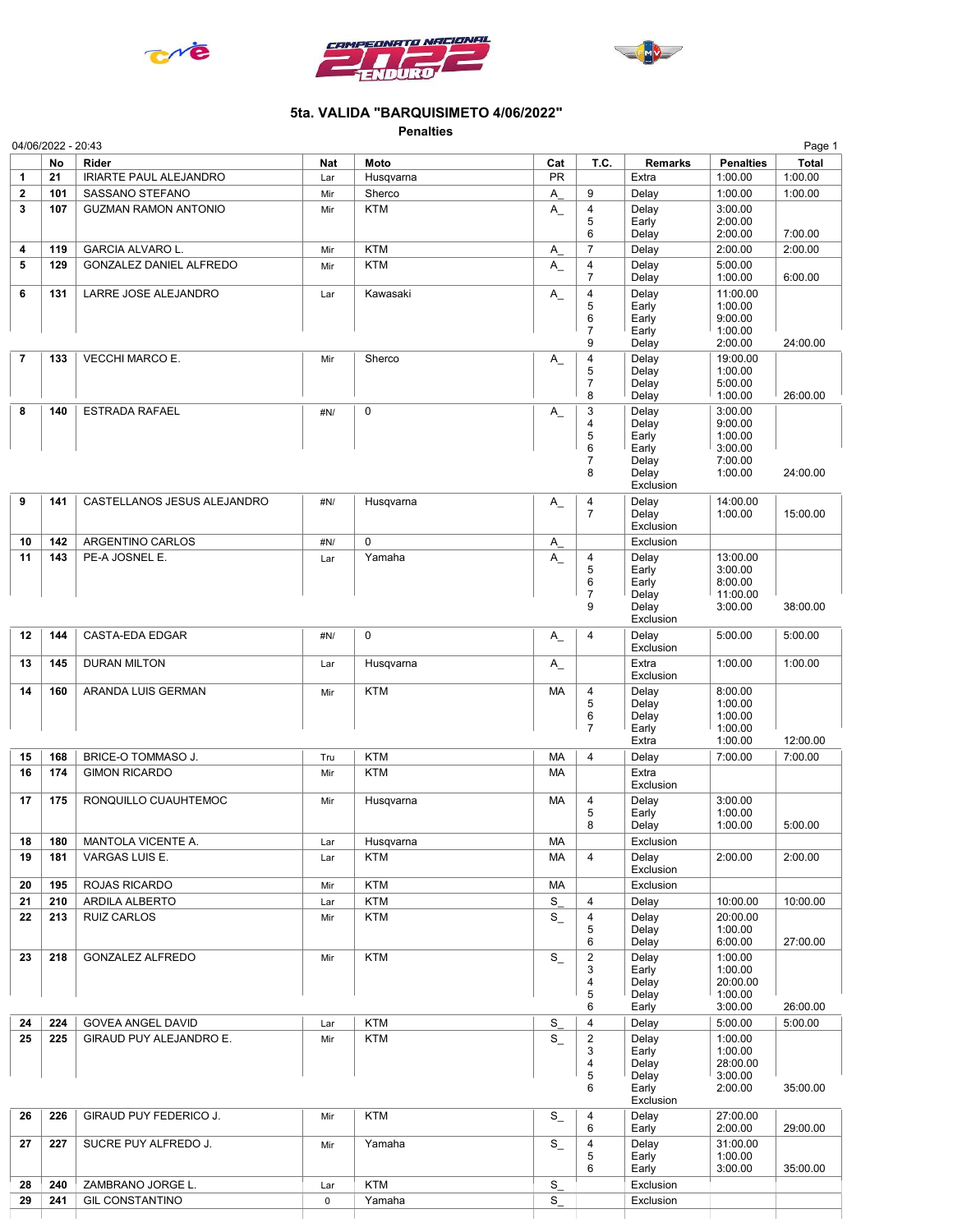## 5ta. VALIDA "BARQUISIMETO 4/06/2022"

**Penalties**

04/06/2022 - 20:43

| | No | Rider | Nat | Moto | Cat | T.C. | Remarks | Penalties | Total |
|---|---|---|---|---|---|---|---|---|---|
| 1 | 21 | IRIARTE PAUL ALEJANDRO | Lar | Husqvarna | PR | | Extra | 1:00.00 | 1:00.00 |
| 2 | 101 | SASSANO STEFANO | Mir | Sherco | A_ | 9 | Delay | 1:00.00 | 1:00.00 |
| 3 | 107 | GUZMAN RAMON ANTONIO | Mir | KTM | A_ | 4<br>5<br>6 | Delay<br>Early<br>Delay | 3:00.00<br>2:00.00<br>2:00.00 | 7:00.00 |
| 4 | 119 | GARCIA ALVARO L. | Mir | KTM | A_ | 7 | Delay | 2:00.00 | 2:00.00 |
| 5 | 129 | GONZALEZ DANIEL ALFREDO | Mir | KTM | A_ | 4<br>7 | Delay<br>Delay | 5:00.00<br>1:00.00 | 6:00.00 |
| 6 | 131 | LARRE JOSE ALEJANDRO | Lar | Kawasaki | A_ | 4<br>5<br>6<br>7<br>9 | Delay<br>Early<br>Early<br>Early<br>Delay | 11:00.00<br>1:00.00<br>9:00.00<br>1:00.00<br>2:00.00 | 24:00.00 |
| 7 | 133 | VECCHI MARCO E. | Mir | Sherco | A_ | 4<br>5<br>7<br>8 | Delay<br>Delay<br>Delay<br>Delay | 19:00.00<br>1:00.00<br>5:00.00<br>1:00.00 | 26:00.00 |
| 8 | 140 | ESTRADA RAFAEL | #N/ | 0 | A_ | 3<br>4<br>5<br>6<br>7<br>8 | Delay<br>Delay<br>Early<br>Early<br>Delay<br>Delay<br>Exclusion | 3:00.00<br>9:00.00<br>1:00.00<br>3:00.00<br>7:00.00<br>1:00.00 | 24:00.00 |
| 9 | 141 | CASTELLANOS JESUS ALEJANDRO | #N/ | Husqvarna | A_ | 4<br>7 | Delay<br>Delay<br>Exclusion | 14:00.00<br>1:00.00 | 15:00.00 |
| 10 | 142 | ARGENTINO CARLOS | #N/ | 0 | A_ | | Exclusion | | |
| 11 | 143 | PE-A JOSNEL E. | Lar | Yamaha | A_ | 4<br>5<br>6<br>7<br>9 | Delay<br>Early<br>Early<br>Delay<br>Delay<br>Exclusion | 13:00.00<br>3:00.00<br>8:00.00<br>11:00.00<br>3:00.00 | 38:00.00 |
| 12 | 144 | CASTA-EDA EDGAR | #N/ | 0 | A_ | 4 | Delay<br>Exclusion | 5:00.00 | 5:00.00 |
| 13 | 145 | DURAN MILTON | Lar | Husqvarna | A_ | | Extra<br>Exclusion | 1:00.00 | 1:00.00 |
| 14 | 160 | ARANDA LUIS GERMAN | Mir | KTM | MA | 4<br>5<br>6<br>7 | Delay<br>Delay<br>Delay<br>Early<br>Extra | 8:00.00<br>1:00.00<br>1:00.00<br>1:00.00<br>1:00.00 | 12:00.00 |
| 15 | 168 | BRICE-O TOMMASO J. | Tru | KTM | MA | 4 | Delay | 7:00.00 | 7:00.00 |
| 16 | 174 | GIMON RICARDO | Mir | KTM | MA | | Extra<br>Exclusion | | |
| 17 | 175 | RONQUILLO CUAUHTEMOC | Mir | Husqvarna | MA | 4<br>5<br>8 | Delay<br>Early<br>Delay | 3:00.00<br>1:00.00<br>1:00.00 | 5:00.00 |
| 18 | 180 | MANTOLA VICENTE A. | Lar | Husqvarna | MA | | Exclusion | | |
| 19 | 181 | VARGAS LUIS E. | Lar | KTM | MA | 4 | Delay<br>Exclusion | 2:00.00 | 2:00.00 |
| 20 | 195 | ROJAS RICARDO | Mir | KTM | MA | | Exclusion | | |
| 21 | 210 | ARDILA ALBERTO | Lar | KTM | S_ | 4 | Delay | 10:00.00 | 10:00.00 |
| 22 | 213 | RUIZ CARLOS | Mir | KTM | S_ | 4<br>5<br>6 | Delay<br>Delay<br>Delay | 20:00.00<br>1:00.00<br>6:00.00 | 27:00.00 |
| 23 | 218 | GONZALEZ ALFREDO | Mir | KTM | S_ | 2<br>3<br>4<br>5<br>6 | Delay<br>Early<br>Delay<br>Delay<br>Early | 1:00.00<br>1:00.00<br>20:00.00<br>1:00.00<br>3:00.00 | 26:00.00 |
| 24 | 224 | GOVEA ANGEL DAVID | Lar | KTM | S_ | 4 | Delay | 5:00.00 | 5:00.00 |
| 25 | 225 | GIRAUD PUY ALEJANDRO E. | Mir | KTM | S_ | 2<br>3<br>4<br>5<br>6 | Delay<br>Early<br>Delay<br>Delay<br>Early<br>Exclusion | 1:00.00<br>1:00.00<br>28:00.00<br>3:00.00<br>2:00.00 | 35:00.00 |
| 26 | 226 | GIRAUD PUY FEDERICO J. | Mir | KTM | S_ | 4<br>6 | Delay<br>Early | 27:00.00<br>2:00.00 | 29:00.00 |
| 27 | 227 | SUCRE PUY ALFREDO J. | Mir | Yamaha | S_ | 4<br>5<br>6 | Delay<br>Early<br>Early | 31:00.00<br>1:00.00<br>3:00.00 | 35:00.00 |
| 28 | 240 | ZAMBRANO JORGE L. | Lar | KTM | S_ | | Exclusion | | |
| 29 | 241 | GIL CONSTANTINO | 0 | Yamaha | S_ | | Exclusion | | |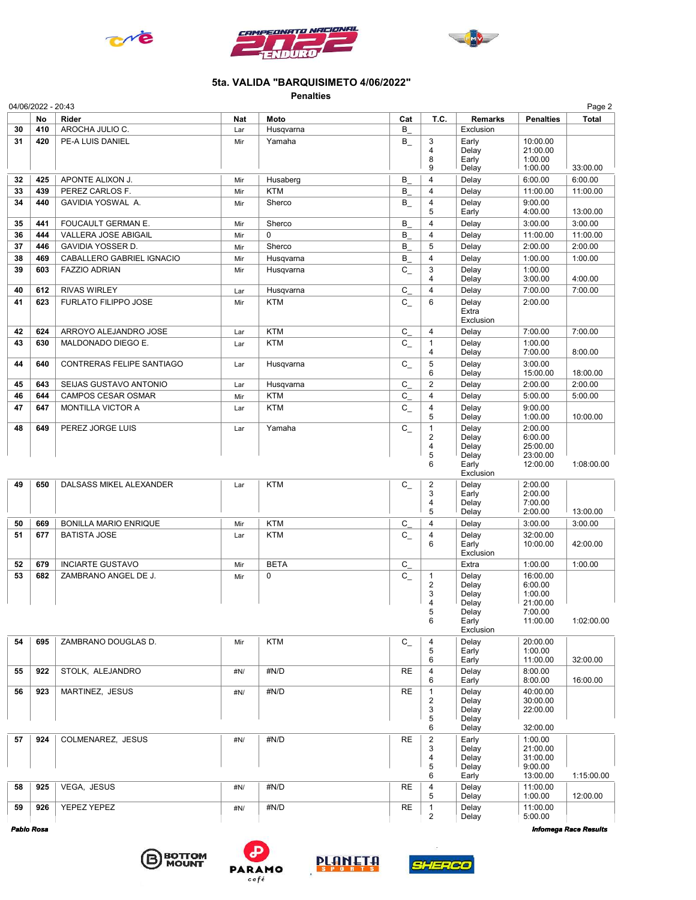### 5ta. VALIDA "BARQUISIMETO 4/06/2022"

**Penalties**

04/06/2022 - 20:43

| | No | Rider | Nat | Moto | Cat | T.C. | Remarks | Penalties | Total |
|---|---|---|---|---|---|---|---|---|---|
| 30 | 410 | AROCHA JULIO C. | Lar | Husqvarna | B_ | | Exclusion | | |
| 31 | 420 | PE-A LUIS DANIEL | Mir | Yamaha | B_ | 3<br>4<br>8<br>9 | Early<br>Delay<br>Early<br>Delay | 10:00.00<br>21:00.00<br>1:00.00<br>1:00.00 | 33:00.00 |
| 32 | 425 | APONTE ALIXON J. | Mir | Husaberg | B_ | 4 | Delay | 6:00.00 | 6:00.00 |
| 33 | 439 | PEREZ CARLOS F. | Mir | KTM | B_ | 4 | Delay | 11:00.00 | 11:00.00 |
| 34 | 440 | GAVIDIA YOSWAL A. | Mir | Sherco | B_ | 4<br>5 | Delay<br>Early | 9:00.00<br>4:00.00 | 13:00.00 |
| 35 | 441 | FOUCAULT GERMAN E. | Mir | Sherco | B_ | 4 | Delay | 3:00.00 | 3:00.00 |
| 36 | 444 | VALLERA JOSE ABIGAIL | Mir | 0 | B_ | 4 | Delay | 11:00.00 | 11:00.00 |
| 37 | 446 | GAVIDIA YOSSER D. | Mir | Sherco | B_ | 5 | Delay | 2:00.00 | 2:00.00 |
| 38 | 469 | CABALLERO GABRIEL IGNACIO | Mir | Husqvarna | B_ | 4 | Delay | 1:00.00 | 1:00.00 |
| 39 | 603 | FAZZIO ADRIAN | Mir | Husqvarna | C_ | 3<br>4 | Delay<br>Delay | 1:00.00<br>3:00.00 | 4:00.00 |
| 40 | 612 | RIVAS WIRLEY | Lar | Husqvarna | C_ | 4 | Delay | 7:00.00 | 7:00.00 |
| 41 | 623 | FURLATO FILIPPO JOSE | Mir | KTM | C_ | 6 | Delay<br>Extra<br>Exclusion | 2:00.00 | |
| 42 | 624 | ARROYO ALEJANDRO JOSE | Lar | KTM | C_ | 4 | Delay | 7:00.00 | 7:00.00 |
| 43 | 630 | MALDONADO DIEGO E. | Lar | KTM | C_ | 1<br>4 | Delay<br>Delay | 1:00.00<br>7:00.00 | 8:00.00 |
| 44 | 640 | CONTRERAS FELIPE SANTIAGO | Lar | Husqvarna | C_ | 5<br>6 | Delay<br>Delay | 3:00.00<br>15:00.00 | 18:00.00 |
| 45 | 643 | SEIJAS GUSTAVO ANTONIO | Lar | Husqvarna | C_ | 2 | Delay | 2:00.00 | 2:00.00 |
| 46 | 644 | CAMPOS CESAR OSMAR | Mir | KTM | C_ | 4 | Delay | 5:00.00 | 5:00.00 |
| 47 | 647 | MONTILLA VICTOR A | Lar | KTM | C_ | 4<br>5 | Delay<br>Delay | 9:00.00<br>1:00.00 | 10:00.00 |
| 48 | 649 | PEREZ JORGE LUIS | Lar | Yamaha | C_ | 1<br>2<br>4<br>5<br>6 | Delay<br>Delay<br>Delay<br>Delay<br>Early<br>Exclusion | 2:00.00<br>6:00.00<br>25:00.00<br>23:00.00<br>12:00.00 | 1:08:00.00 |
| 49 | 650 | DALSASS MIKEL ALEXANDER | Lar | KTM | C_ | 2<br>3<br>4<br>5 | Delay<br>Early<br>Delay<br>Delay | 2:00.00<br>2:00.00<br>7:00.00<br>2:00.00 | 13:00.00 |
| 50 | 669 | BONILLA MARIO ENRIQUE | Mir | KTM | C_ | 4 | Delay | 3:00.00 | 3:00.00 |
| 51 | 677 | BATISTA JOSE | Lar | KTM | C_ | 4<br>6 | Delay<br>Early<br>Exclusion | 32:00.00<br>10:00.00 | 42:00.00 |
| 52 | 679 | INCIARTE GUSTAVO | Mir | BETA | C_ | | Extra | 1:00.00 | 1:00.00 |
| 53 | 682 | ZAMBRANO ANGEL DE J. | Mir | 0 | C_ | 1<br>2<br>3<br>4<br>5<br>6 | Delay<br>Delay<br>Delay<br>Delay<br>Delay<br>Early<br>Exclusion | 16:00.00<br>6:00.00<br>1:00.00<br>21:00.00<br>7:00.00<br>11:00.00 | 1:02:00.00 |
| 54 | 695 | ZAMBRANO DOUGLAS D. | Mir | KTM | C_ | 4<br>5<br>6 | Delay<br>Early<br>Early | 20:00.00<br>1:00.00<br>11:00.00 | 32:00.00 |
| 55 | 922 | STOLK, ALEJANDRO | #N/ | #N/D | RE | 4<br>6 | Delay<br>Early | 8:00.00<br>8:00.00 | 16:00.00 |
| 56 | 923 | MARTINEZ, JESUS | #N/ | #N/D | RE | 1<br>2<br>3<br>5<br>6 | Delay<br>Delay<br>Delay<br>Delay<br>Delay | 40:00.00<br>30:00.00<br>22:00.00<br><br>32:00.00 | |
| 57 | 924 | COLMENAREZ, JESUS | #N/ | #N/D | RE | 2<br>3<br>4<br>5<br>6 | Early<br>Delay<br>Delay<br>Delay<br>Early | 1:00.00<br>21:00.00<br>31:00.00<br>9:00.00<br>13:00.00 | 1:15:00.00 |
| 58 | 925 | VEGA, JESUS | #N/ | #N/D | RE | 4<br>5 | Delay<br>Delay | 11:00.00<br>1:00.00 | 12:00.00 |
| 59 | 926 | YEPEZ YEPEZ | #N/ | #N/D | RE | 1<br>2 | Delay<br>Delay | 11:00.00<br>5:00.00 | |

*Pablo Rosa*

*Infomega Race Results*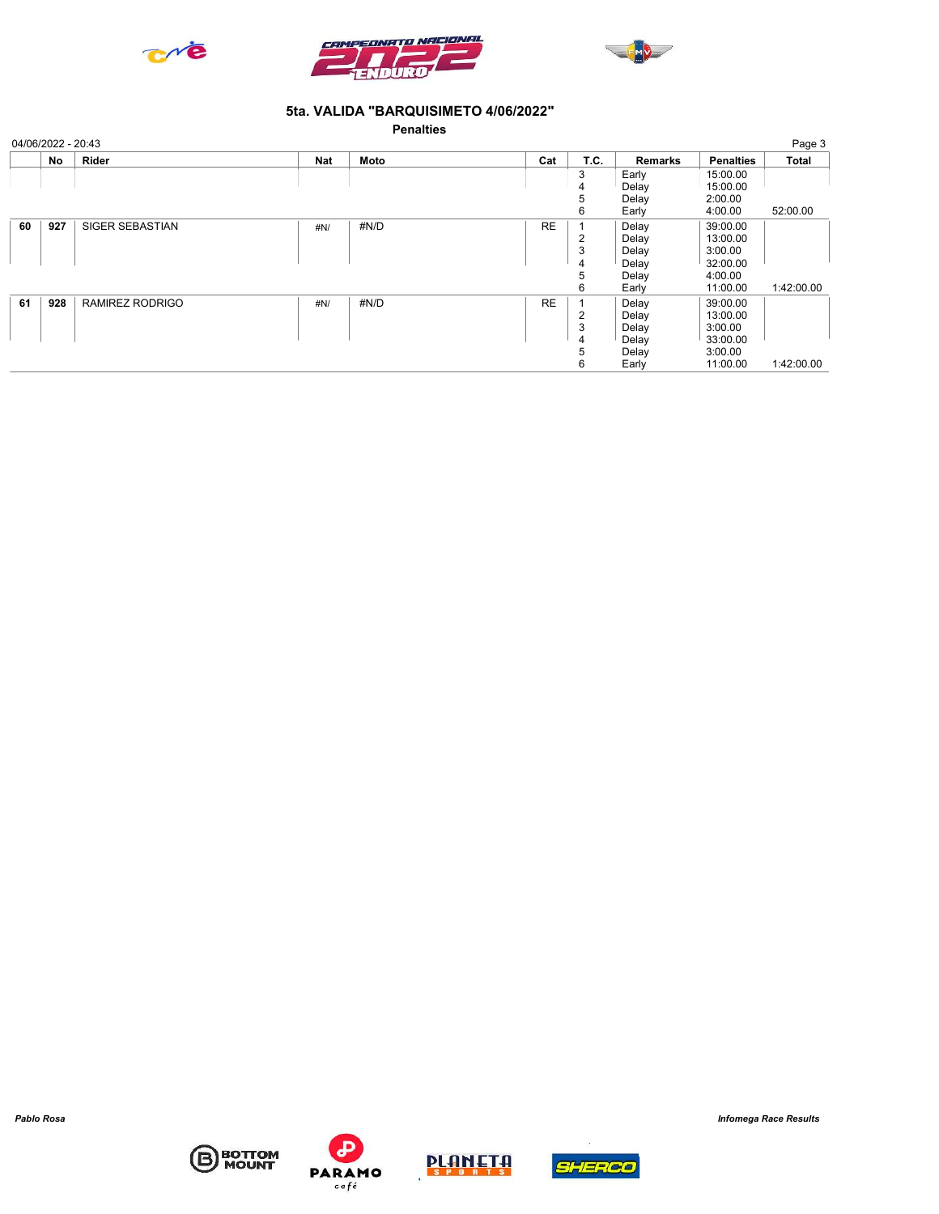# 5ta. VALIDA "BARQUISIMETO 4/06/2022"

**Penalties**

04/06/2022 - 20:43

| | No | Rider | Nat | Moto | Cat | T.C. | Remarks | Penalties | Total |
|---|---|---|---|---|---|---|---|---|---|
| | | | | | | 3 | Early | 15:00.00 | |
| | | | | | | 4 | Delay | 15:00.00 | |
| | | | | | | 5 | Delay | 2:00.00 | |
| | | | | | | 6 | Early | 4:00.00 | 52:00.00 |
| 60 | 927 | SIGER SEBASTIAN | #N/ | #N/D | RE | 1 | Delay | 39:00.00 | |
| | | | | | | 2 | Delay | 13:00.00 | |
| | | | | | | 3 | Delay | 3:00.00 | |
| | | | | | | 4 | Delay | 32:00.00 | |
| | | | | | | 5 | Delay | 4:00.00 | |
| | | | | | | 6 | Early | 11:00.00 | 1:42:00.00 |
| 61 | 928 | RAMIREZ RODRIGO | #N/ | #N/D | RE | 1 | Delay | 39:00.00 | |
| | | | | | | 2 | Delay | 13:00.00 | |
| | | | | | | 3 | Delay | 3:00.00 | |
| | | | | | | 4 | Delay | 33:00.00 | |
| | | | | | | 5 | Delay | 3:00.00 | |
| | | | | | | 6 | Early | 11:00.00 | 1:42:00.00 |

*Pablo Rosa*

*Infomega Race Results*